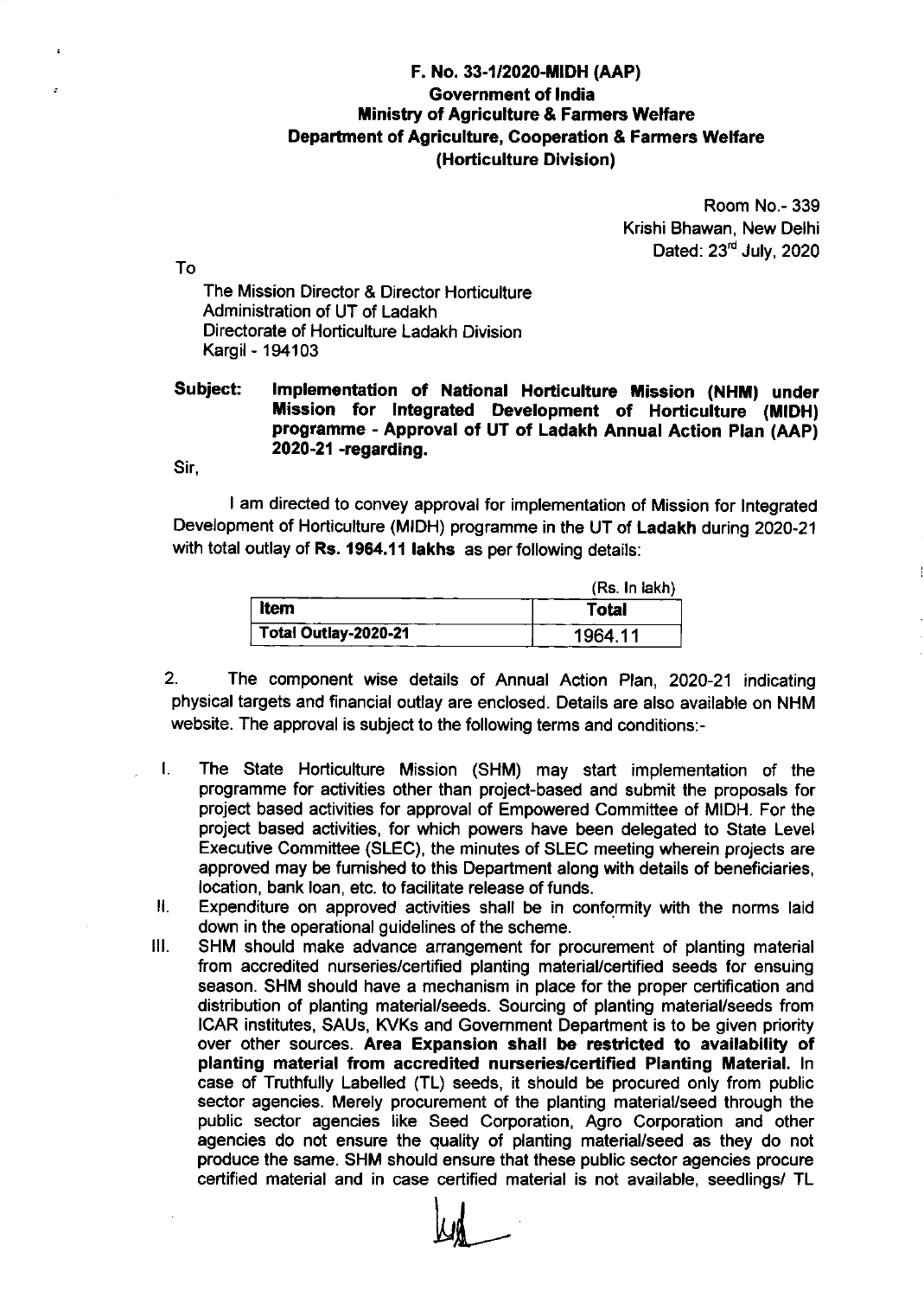**F. No. 33-1/2020-MIDH (AAP)**
**Government of India**
**Ministry of Agriculture & Farmers Welfare**
**Department of Agriculture, Cooperation & Farmers Welfare**
**(Horticulture Division)**

Room No.- 339
Krishi Bhawan, New Delhi
Dated: 23rd July, 2020

To

The Mission Director & Director Horticulture
Administration of UT of Ladakh
Directorate of Horticulture Ladakh Division
Kargil - 194103

**Subject: Implementation of National Horticulture Mission (NHM) under Mission for Integrated Development of Horticulture (MIDH) programme - Approval of UT of Ladakh Annual Action Plan (AAP) 2020-21 -regarding.**

Sir,

I am directed to convey approval for implementation of Mission for Integrated Development of Horticulture (MIDH) programme in the UT of **Ladakh** during 2020-21 with total outlay of **Rs. 1964.11 lakhs** as per following details:

(Rs. In lakh)

| Item | Total |
|---|---|
| Total Outlay-2020-21 | 1964.11 |

2. The component wise details of Annual Action Plan, 2020-21 indicating physical targets and financial outlay are enclosed. Details are also available on NHM website. The approval is subject to the following terms and conditions:-

I. The State Horticulture Mission (SHM) may start implementation of the programme for activities other than project-based and submit the proposals for project based activities for approval of Empowered Committee of MIDH. For the project based activities, for which powers have been delegated to State Level Executive Committee (SLEC), the minutes of SLEC meeting wherein projects are approved may be furnished to this Department along with details of beneficiaries, location, bank loan, etc. to facilitate release of funds.

II. Expenditure on approved activities shall be in conformity with the norms laid down in the operational guidelines of the scheme.

III. SHM should make advance arrangement for procurement of planting material from accredited nurseries/certified planting material/certified seeds for ensuing season. SHM should have a mechanism in place for the proper certification and distribution of planting material/seeds. Sourcing of planting material/seeds from ICAR institutes, SAUs, KVKs and Government Department is to be given priority over other sources. **Area Expansion shall be restricted to availability of planting material from accredited nurseries/certified Planting Material.** In case of Truthfully Labelled (TL) seeds, it should be procured only from public sector agencies. Merely procurement of the planting material/seed through the public sector agencies like Seed Corporation, Agro Corporation and other agencies do not ensure the quality of planting material/seed as they do not produce the same. SHM should ensure that these public sector agencies procure certified material and in case certified material is not available, seedlings/ TL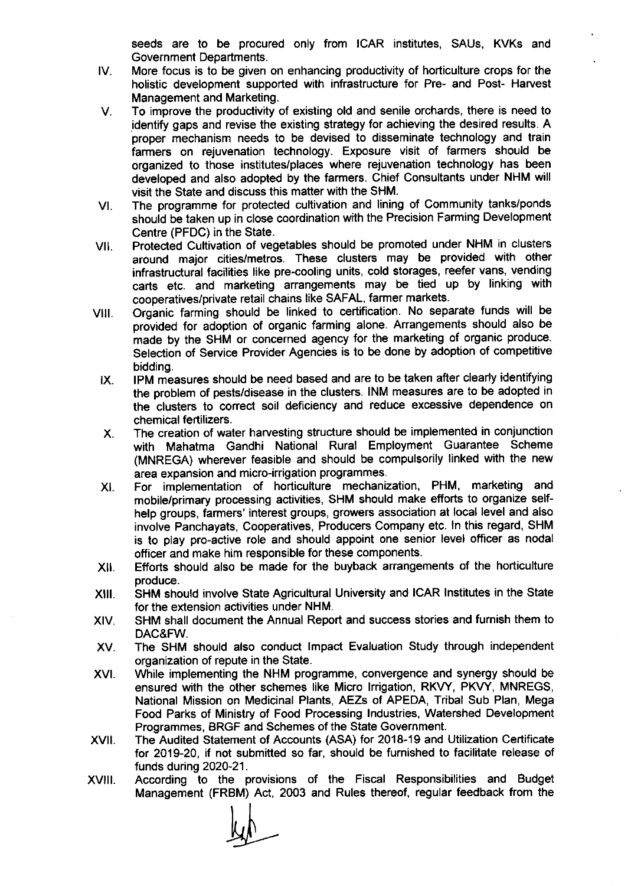seeds are to be procured only from ICAR institutes, SAUs, KVKs and Government Departments.

IV. More focus is to be given on enhancing productivity of horticulture crops for the holistic development supported with infrastructure for Pre- and Post- Harvest Management and Marketing.

V. To improve the productivity of existing old and senile orchards, there is need to identify gaps and revise the existing strategy for achieving the desired results. A proper mechanism needs to be devised to disseminate technology and train farmers on rejuvenation technology. Exposure visit of farmers should be organized to those institutes/places where rejuvenation technology has been developed and also adopted by the farmers. Chief Consultants under NHM will visit the State and discuss this matter with the SHM.

VI. The programme for protected cultivation and lining of Community tanks/ponds should be taken up in close coordination with the Precision Farming Development Centre (PFDC) in the State.

VII. Protected Cultivation of vegetables should be promoted under NHM in clusters around major cities/metros. These clusters may be provided with other infrastructural facilities like pre-cooling units, cold storages, reefer vans, vending carts etc. and marketing arrangements may be tied up by linking with cooperatives/private retail chains like SAFAL, farmer markets.

VIII. Organic farming should be linked to certification. No separate funds will be provided for adoption of organic farming alone. Arrangements should also be made by the SHM or concerned agency for the marketing of organic produce. Selection of Service Provider Agencies is to be done by adoption of competitive bidding.

IX. IPM measures should be need based and are to be taken after clearly identifying the problem of pests/disease in the clusters. INM measures are to be adopted in the clusters to correct soil deficiency and reduce excessive dependence on chemical fertilizers.

X. The creation of water harvesting structure should be implemented in conjunction with Mahatma Gandhi National Rural Employment Guarantee Scheme (MNREGA) wherever feasible and should be compulsorily linked with the new area expansion and micro-irrigation programmes.

XI. For implementation of horticulture mechanization, PHM, marketing and mobile/primary processing activities, SHM should make efforts to organize self-help groups, farmers' interest groups, growers association at local level and also involve Panchayats, Cooperatives, Producers Company etc. In this regard, SHM is to play pro-active role and should appoint one senior level officer as nodal officer and make him responsible for these components.

XII. Efforts should also be made for the buyback arrangements of the horticulture produce.

XIII. SHM should involve State Agricultural University and ICAR Institutes in the State for the extension activities under NHM.

XIV. SHM shall document the Annual Report and success stories and furnish them to DAC&FW.

XV. The SHM should also conduct Impact Evaluation Study through independent organization of repute in the State.

XVI. While implementing the NHM programme, convergence and synergy should be ensured with the other schemes like Micro Irrigation, RKVY, PKVY, MNREGS, National Mission on Medicinal Plants, AEZs of APEDA, Tribal Sub Plan, Mega Food Parks of Ministry of Food Processing Industries, Watershed Development Programmes, BRGF and Schemes of the State Government.

XVII. The Audited Statement of Accounts (ASA) for 2018-19 and Utilization Certificate for 2019-20, if not submitted so far, should be furnished to facilitate release of funds during 2020-21.

XVIII. According to the provisions of the Fiscal Responsibilities and Budget Management (FRBM) Act, 2003 and Rules thereof, regular feedback from the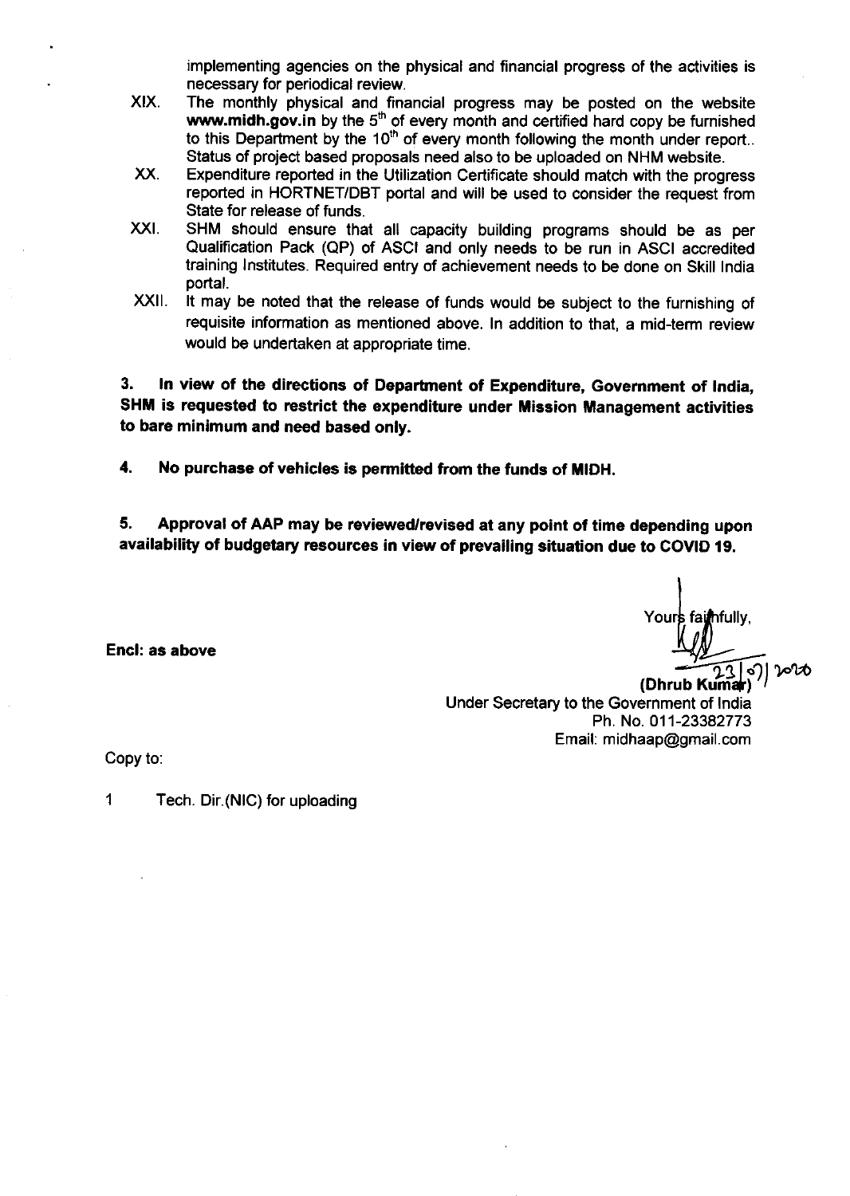implementing agencies on the physical and financial progress of the activities is necessary for periodical review.

XIX. The monthly physical and financial progress may be posted on the website **www.midh.gov.in** by the 5th of every month and certified hard copy be furnished to this Department by the 10th of every month following the month under report.. Status of project based proposals need also to be uploaded on NHM website.

XX. Expenditure reported in the Utilization Certificate should match with the progress reported in HORTNET/DBT portal and will be used to consider the request from State for release of funds.

XXI. SHM should ensure that all capacity building programs should be as per Qualification Pack (QP) of ASCI and only needs to be run in ASCI accredited training Institutes. Required entry of achievement needs to be done on Skill India portal.

XXII. It may be noted that the release of funds would be subject to the furnishing of requisite information as mentioned above. In addition to that, a mid-term review would be undertaken at appropriate time.

**3. In view of the directions of Department of Expenditure, Government of India, SHM is requested to restrict the expenditure under Mission Management activities to bare minimum and need based only.**

**4. No purchase of vehicles is permitted from the funds of MIDH.**

**5. Approval of AAP may be reviewed/revised at any point of time depending upon availability of budgetary resources in view of prevailing situation due to COVID 19.**

**Encl: as above**

Yours faithfully,

23/07/2020

**(Dhrub Kumar)**
Under Secretary to the Government of India
Ph. No. 011-23382773
Email: midhaap@gmail.com

Copy to:

1 Tech. Dir.(NIC) for uploading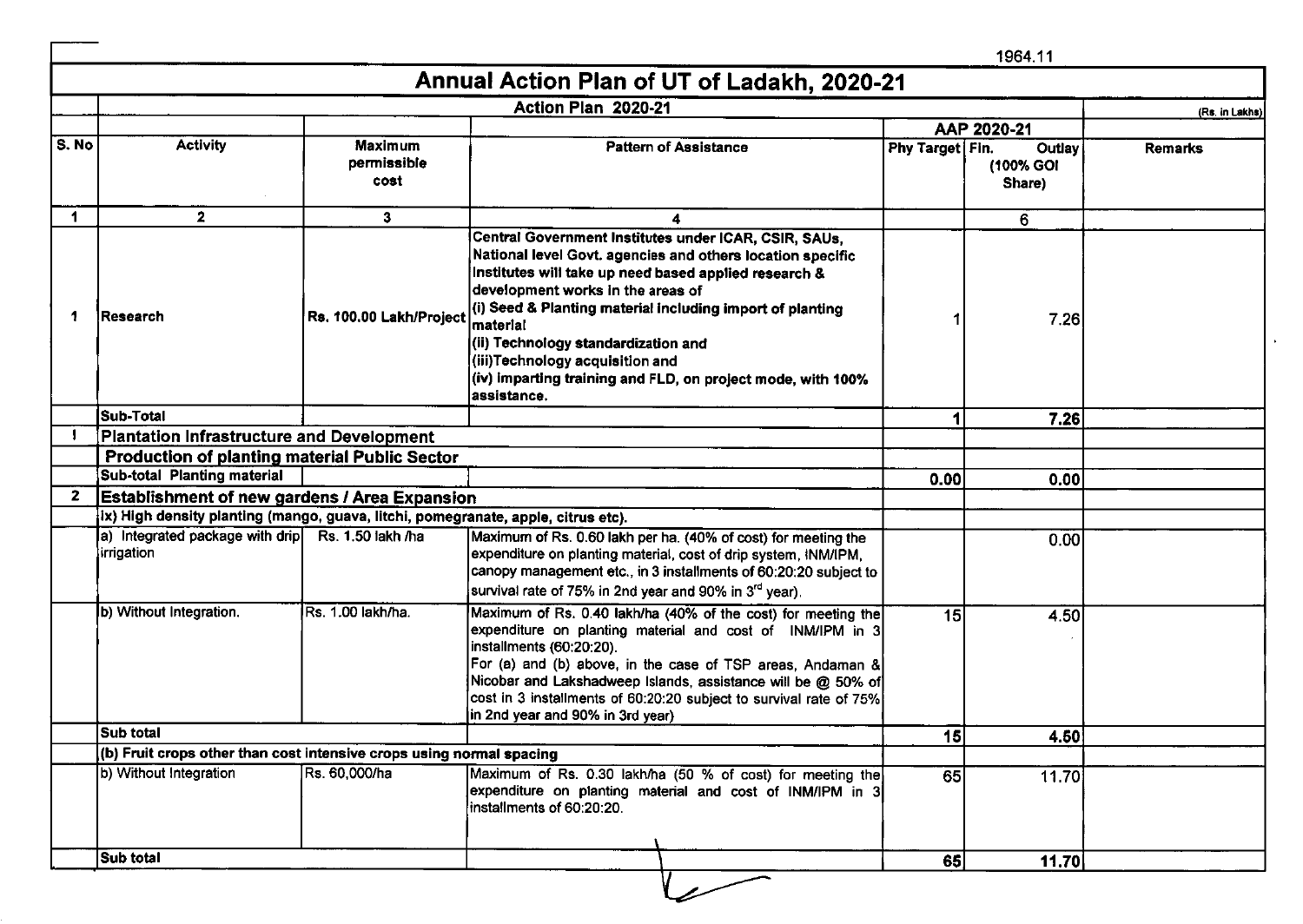1964.11

# Annual Action Plan of UT of Ladakh, 2020-21

| | Action Plan 2020-21 | | | | | (Rs. in Lakhs) |
|---|---|---|---|---|---|---|
| | | | | AAP 2020-21 | | |
| S. No | Activity | Maximum permissible cost | Pattern of Assistance | Phy Target | Fin. Outlay (100% GOI Share) | Remarks |
| 1 | 2 | 3 | 4 | | 6 | |
| 1 | Research | Rs. 100.00 Lakh/Project | Central Government Institutes under ICAR, CSIR, SAUs, National level Govt. agencies and others location specific institutes will take up need based applied research & development works in the areas of (i) Seed & Planting material including import of planting material (ii) Technology standardization and (iii)Technology acquisition and (iv) imparting training and FLD, on project mode, with 100% assistance. | 1 | 7.26 | |
| | Sub-Total | | | 1 | 7.26 | |
| I | **Plantation Infrastructure and Development** | | | | | |
| | **Production of planting material Public Sector** | | | | | |
| | Sub-total Planting material | | | 0.00 | 0.00 | |
| 2 | **Establishment of new gardens / Area Expansion** | | | | | |
| | ix) High density planting (mango, guava, litchi, pomegranate, apple, citrus etc). | | | | | |
| | a) Integrated package with drip irrigation | Rs. 1.50 lakh /ha | Maximum of Rs. 0.60 lakh per ha. (40% of cost) for meeting the expenditure on planting material, cost of drip system, INM/IPM, canopy management etc., in 3 installments of 60:20:20 subject to survival rate of 75% in 2nd year and 90% in 3rd year). | | 0.00 | |
| | b) Without Integration. | Rs. 1.00 lakh/ha. | Maximum of Rs. 0.40 lakh/ha (40% of the cost) for meeting the expenditure on planting material and cost of INM/IPM in 3 installments (60:20:20). For (a) and (b) above, in the case of TSP areas, Andaman & Nicobar and Lakshadweep Islands, assistance will be @ 50% of cost in 3 installments of 60:20:20 subject to survival rate of 75% in 2nd year and 90% in 3rd year) | 15 | 4.50 | |
| | Sub total | | | 15 | 4.50 | |
| | (b) Fruit crops other than cost intensive crops using normal spacing | | | | | |
| | b) Without Integration | Rs. 60,000/ha | Maximum of Rs. 0.30 lakh/ha (50 % of cost) for meeting the expenditure on planting material and cost of INM/IPM in 3 installments of 60:20:20. | 65 | 11.70 | |
| | Sub total | | | 65 | 11.70 | |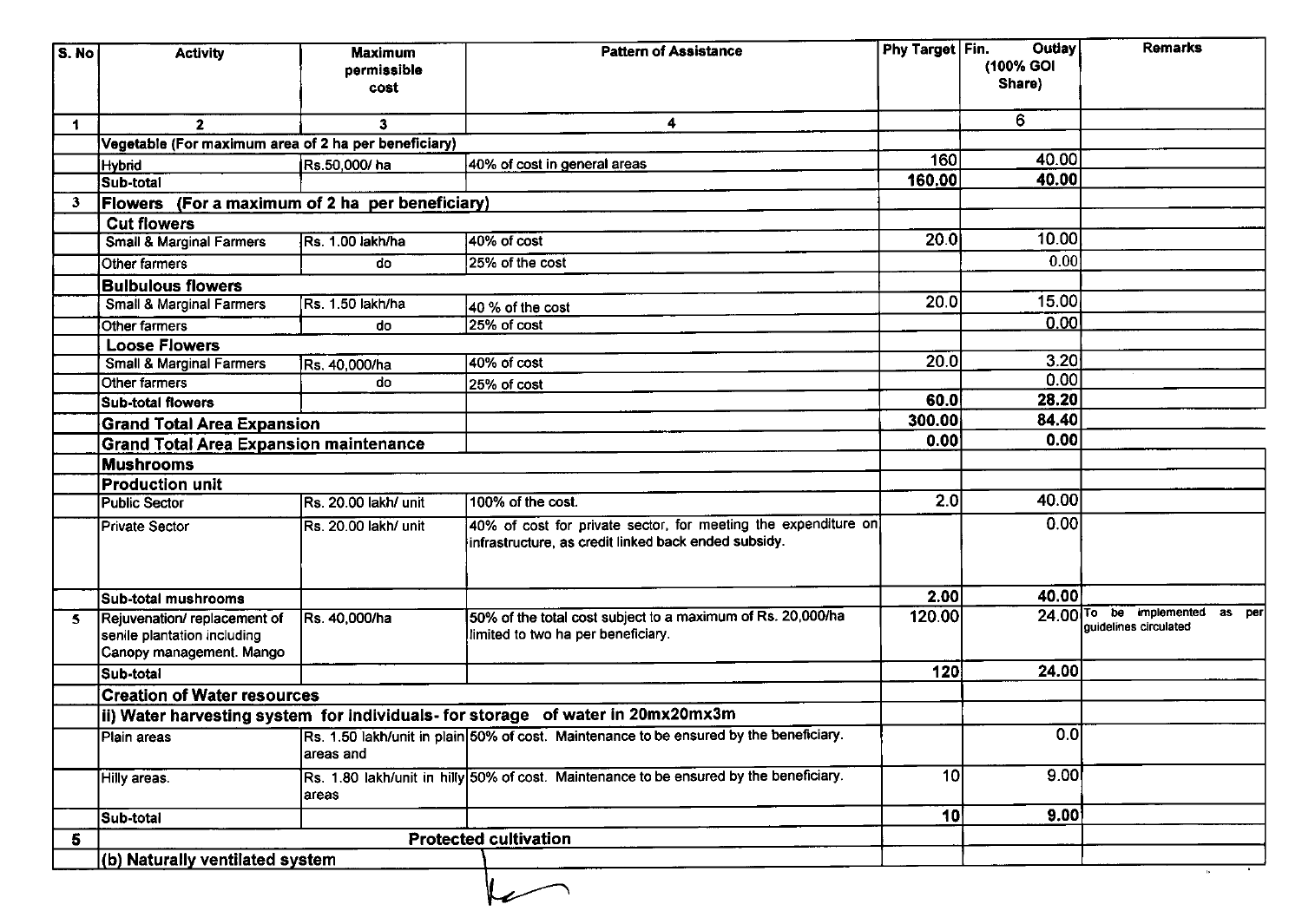| S. No | Activity | Maximum permissible cost | Pattern of Assistance | Phy Target | Fin. Outlay (100% GOI Share) | Remarks |
|---|---|---|---|---|---|---|
| 1 | 2 | 3 | 4 | | 6 | |
| | Vegetable (For maximum area of 2 ha per beneficiary) | | | | | |
| | Hybrid | Rs.50,000/ ha | 40% of cost in general areas | 160 | 40.00 | |
| | Sub-total | | | 160.00 | 40.00 | |
| 3 | **Flowers (For a maximum of 2 ha per beneficiary)** | | | | | |
| | **Cut flowers** | | | | | |
| | Small & Marginal Farmers | Rs. 1.00 lakh/ha | 40% of cost | 20.0 | 10.00 | |
| | Other farmers | do | 25% of the cost | | 0.00 | |
| | **Bulbulous flowers** | | | | | |
| | Small & Marginal Farmers | Rs. 1.50 lakh/ha | 40 % of the cost | 20.0 | 15.00 | |
| | Other farmers | do | 25% of cost | | 0.00 | |
| | **Loose Flowers** | | | | | |
| | Small & Marginal Farmers | Rs. 40,000/ha | 40% of cost | 20.0 | 3.20 | |
| | Other farmers | do | 25% of cost | | 0.00 | |
| | Sub-total flowers | | | 60.0 | 28.20 | |
| | **Grand Total Area Expansion** | | | 300.00 | 84.40 | |
| | **Grand Total Area Expansion maintenance** | | | 0.00 | 0.00 | |
| | **Mushrooms** | | | | | |
| | **Production unit** | | | | | |
| | Public Sector | Rs. 20.00 lakh/ unit | 100% of the cost. | 2.0 | 40.00 | |
| | Private Sector | Rs. 20.00 lakh/ unit | 40% of cost for private sector, for meeting the expenditure on infrastructure, as credit linked back ended subsidy. | | 0.00 | |
| | Sub-total mushrooms | | | 2.00 | 40.00 | |
| 5 | Rejuvenation/ replacement of senile plantation including Canopy management. Mango | Rs. 40,000/ha | 50% of the total cost subject to a maximum of Rs. 20,000/ha limited to two ha per beneficiary. | 120.00 | 24.00 | To be implemented as per guidelines circulated |
| | Sub-total | | | 120 | 24.00 | |
| | **Creation of Water resources** | | | | | |
| | **ii) Water harvesting system for individuals- for storage of water in 20mx20mx3m** | | | | | |
| | Plain areas | Rs. 1.50 lakh/unit in plain areas and | 50% of cost. Maintenance to be ensured by the beneficiary. | | 0.0 | |
| | Hilly areas. | Rs. 1.80 lakh/unit in hilly areas | 50% of cost. Maintenance to be ensured by the beneficiary. | 10 | 9.00 | |
| | Sub-total | | | 10 | 9.00 | |
| 5 | | | **Protected cultivation** | | | |
| | **(b) Naturally ventilated system** | | | | | |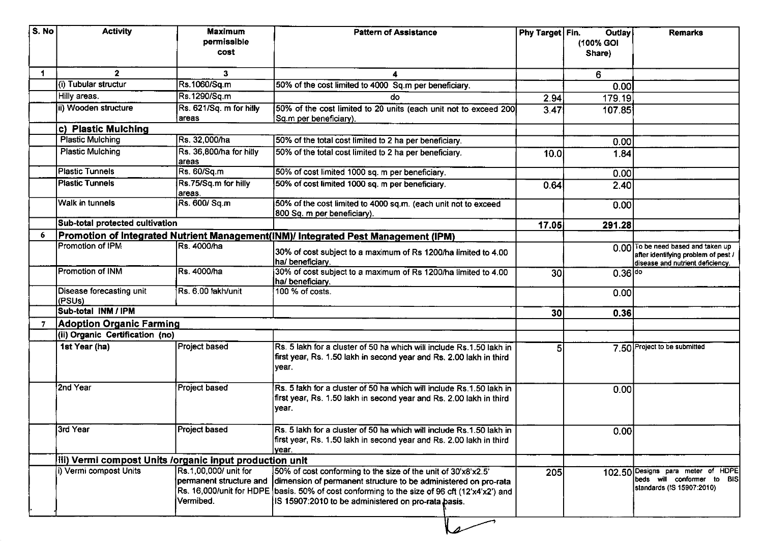| S. No | Activity | Maximum permissible cost | Pattern of Assistance | Phy Target | Fin. Outlay (100% GOI Share) | Remarks |
|---|---|---|---|---|---|---|
| 1 | 2 | 3 | 4 | | 6 | |
| | (i) Tubular structur | Rs.1060/Sq.m | 50% of the cost limited to 4000 Sq.m per beneficiary. | | 0.00 | |
| | Hilly areas. | Rs.1290/Sq.m | do | 2.94 | 179.19 | |
| | ii) Wooden structure | Rs. 621/Sq. m for hilly areas | 50% of the cost limited to 20 units (each unit not to exceed 200 Sq.m per beneficiary). | 3.47 | 107.85 | |
| | **c) Plastic Mulching** | | | | | |
| | Plastic Mulching | Rs. 32,000/ha | 50% of the total cost limited to 2 ha per beneficiary. | | 0.00 | |
| | Plastic Mulching | Rs. 36,800/ha for hilly areas | 50% of the total cost limited to 2 ha per beneficiary. | 10.0 | 1.84 | |
| | Plastic Tunnels | Rs. 60/Sq.m | 50% of cost limited 1000 sq. m per beneficiary. | | 0.00 | |
| | Plastic Tunnels | Rs.75/Sq.m for hilly areas. | 50% of cost limited 1000 sq. m per beneficiary. | 0.64 | 2.40 | |
| | Walk in tunnels | Rs. 600/ Sq.m | 50% of the cost limited to 4000 sq.m. (each unit not to exceed 800 Sq. m per beneficiary). | | 0.00 | |
| | **Sub-total protected cultivation** | | | **17.05** | **291.28** | |
| 6 | **Promotion of Integrated Nutrient Management(INM)/ Integrated Pest Management (IPM)** | | | | | |
| | Promotion of IPM | Rs. 4000/ha | 30% of cost subject to a maximum of Rs 1200/ha limited to 4.00 ha/ beneficiary. | | 0.00 | To be need based and taken up after identifying problem of pest / disease and nutrient deficiency. |
| | Promotion of INM | Rs. 4000/ha | 30% of cost subject to a maximum of Rs 1200/ha limited to 4.00 ha/ beneficiary. | 30 | 0.36 | do |
| | Disease forecasting unit (PSUs) | Rs. 6.00 lakh/unit | 100 % of costs. | | 0.00 | |
| | **Sub-total INM / IPM** | | | **30** | **0.36** | |
| 7 | **Adoption Organic Farming** | | | | | |
| | **(ii) Organic Certification (no)** | | | | | |
| | **1st Year (ha)** | Project based | Rs. 5 lakh for a cluster of 50 ha which will include Rs.1.50 lakh in first year, Rs. 1.50 lakh in second year and Rs. 2.00 lakh in third year. | 5 | 7.50 | Project to be submitted |
| | 2nd Year | Project based | Rs. 5 lakh for a cluster of 50 ha which will include Rs.1.50 lakh in first year, Rs. 1.50 lakh in second year and Rs. 2.00 lakh in third year. | | 0.00 | |
| | 3rd Year | Project based | Rs. 5 lakh for a cluster of 50 ha which will include Rs.1.50 lakh in first year, Rs. 1.50 lakh in second year and Rs. 2.00 lakh in third year. | | 0.00 | |
| | **iii) Vermi compost Units /organic input production unit** | | | | | |
| | i) Vermi compost Units | Rs.1,00,000/ unit for permanent structure and Rs. 16,000/unit for HDPE Vermibed. | 50% of cost conforming to the size of the unit of 30'x8'x2.5' dimension of permanent structure to be administered on pro-rata basis. 50% of cost conforming to the size of 96 cft (12'x4'x2') and IS 15907:2010 to be administered on pro-rata basis. | 205 | 102.50 | Designs para meter of HDPE beds will conformer to BIS standards (IS 15907:2010) |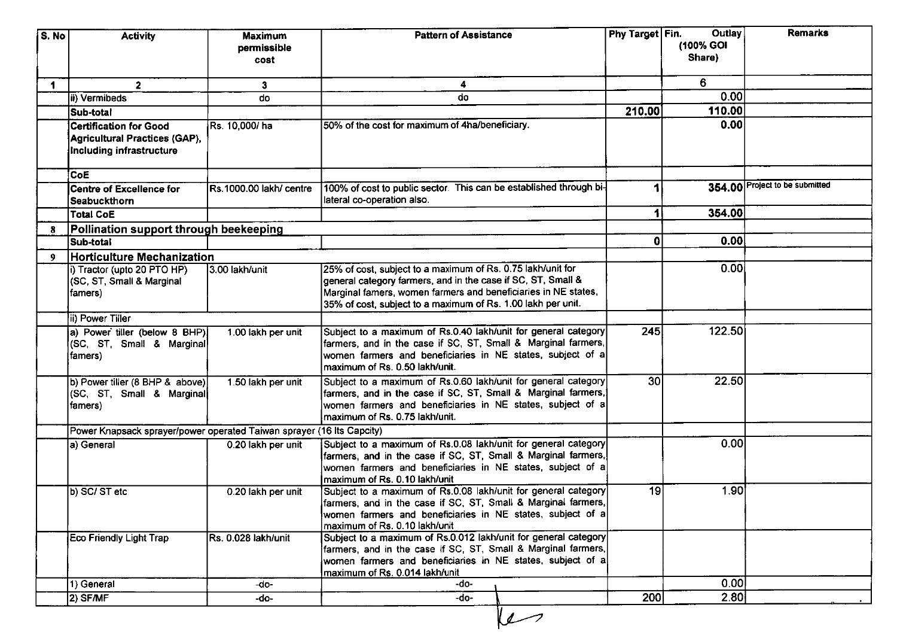| S. No | Activity | Maximum permissible cost | Pattern of Assistance | Phy Target | Fin. Outlay (100% GOI Share) | Remarks |
|---|---|---|---|---|---|---|
| 1 | 2 | 3 | 4 | | 6 | |
| | ii) Vermibeds | do | do | | 0.00 | |
| | **Sub-total** | | | **210.00** | **110.00** | |
| | **Certification for Good Agricultural Practices (GAP), Including infrastructure** | Rs. 10,000/ ha | 50% of the cost for maximum of 4ha/beneficiary. | | **0.00** | |
| | **CoE** | | | | | |
| | **Centre of Excellence for Seabuckthorn** | Rs.1000.00 lakh/ centre | 100% of cost to public sector. This can be established through bi-lateral co-operation also. | **1** | **354.00** | Project to be submitted |
| | **Total CoE** | | | **1** | **354.00** | |
| 8 | **Pollination support through beekeeping** | | | | | |
| | **Sub-total** | | | **0** | **0.00** | |
| 9 | **Horticulture Mechanization** | | | | | |
| | i) Tractor (upto 20 PTO HP) (SC, ST, Small & Marginal famers) | 3.00 lakh/unit | 25% of cost, subject to a maximum of Rs. 0.75 lakh/unit for general category farmers, and in the case if SC, ST, Small & Marginal famers, women farmers and beneficiaries in NE states, 35% of cost, subject to a maximum of Rs. 1.00 lakh per unit. | | 0.00 | |
| | ii) Power Tiller | | | | | |
| | a) Power tiller (below 8 BHP) (SC, ST, Small & Marginal famers) | 1.00 lakh per unit | Subject to a maximum of Rs.0.40 lakh/unit for general category farmers, and in the case if SC, ST, Small & Marginal farmers, women farmers and beneficiaries in NE states, subject of a maximum of Rs. 0.50 lakh/unit. | 245 | 122.50 | |
| | b) Power tiller (8 BHP & above) (SC, ST, Small & Marginal famers) | 1.50 lakh per unit | Subject to a maximum of Rs.0.60 lakh/unit for general category farmers, and in the case if SC, ST, Small & Marginal farmers, women farmers and beneficiaries in NE states, subject of a maximum of Rs. 0.75 lakh/unit. | 30 | 22.50 | |
| | Power Knapsack sprayer/power operated Taiwan sprayer (16 lts Capcity) | | | | | |
| | a) General | 0.20 lakh per unit | Subject to a maximum of Rs.0.08 lakh/unit for general category farmers, and in the case if SC, ST, Small & Marginal farmers, women farmers and beneficiaries in NE states, subject of a maximum of Rs. 0.10 lakh/unit | | 0.00 | |
| | b) SC/ ST etc | 0.20 lakh per unit | Subject to a maximum of Rs.0.08 lakh/unit for general category farmers, and in the case if SC, ST, Small & Marginal farmers, women farmers and beneficiaries in NE states, subject of a maximum of Rs. 0.10 lakh/unit | 19 | 1.90 | |
| | Eco Friendly Light Trap | Rs. 0.028 lakh/unit | Subject to a maximum of Rs.0.012 lakh/unit for general category farmers, and in the case if SC, ST, Small & Marginal farmers, women farmers and beneficiaries in NE states, subject of a maximum of Rs. 0.014 lakh/unit | | | |
| | 1) General | -do- | -do- | | 0.00 | |
| | 2) SF/MF | -do- | -do- | 200 | 2.80 | |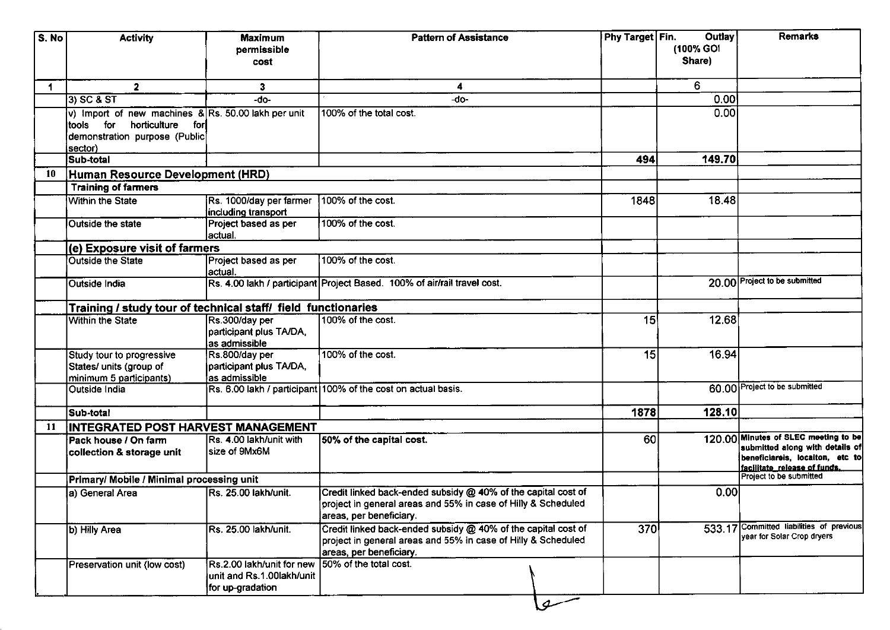| S. No | Activity | Maximum permissible cost | Pattern of Assistance | Phy Target | Fin. Outlay (100% GOI Share) | Remarks |
|---|---|---|---|---|---|---|
| 1 | 2 | 3 | 4 | | 6 | |
| | 3) SC & ST | -do- | -do- | | 0.00 | |
| | v) Import of new machines & tools for horticulture for demonstration purpose (Public sector) | Rs. 50.00 lakh per unit | 100% of the total cost. | | 0.00 | |
| | **Sub-total** | | | **494** | **149.70** | |
| 10 | **Human Resource Development (HRD)** | | | | | |
| | **Training of farmers** | | | | | |
| | Within the State | Rs. 1000/day per farmer including transport | 100% of the cost. | 1848 | 18.48 | |
| | Outside the state | Project based as per actual. | 100% of the cost. | | | |
| | **(e) Exposure visit of farmers** | | | | | |
| | Outside the State | Project based as per actual. | 100% of the cost. | | | |
| | Outside India | Rs. 4.00 lakh / participant | Project Based. 100% of air/rail travel cost. | | 20.00 | Project to be submitted |
| | **Training / study tour of technical staff/ field functionaries** | | | | | |
| | Within the State | Rs.300/day per participant plus TA/DA, as admissible | 100% of the cost. | 15 | 12.68 | |
| | Study tour to progressive States/ units (group of minimum 5 participants) | Rs.800/day per participant plus TA/DA, as admissible | 100% of the cost. | 15 | 16.94 | |
| | Outside India | Rs. 6.00 lakh / participant | 100% of the cost on actual basis. | | 60.00 | Project to be submitted |
| | **Sub-total** | | | **1878** | **128.10** | |
| 11 | **INTEGRATED POST HARVEST MANAGEMENT** | | | | | |
| | **Pack house / On farm collection & storage unit** | Rs. 4.00 lakh/unit with size of 9Mx6M | **50% of the capital cost.** | 60 | 120.00 | **Minutes of SLEC meeting to be submitted along with details of beneficiareis, locaiton, etc to facilitate release of funds.** |
| | **Primary/ Mobile / Minimal processing unit** | | | | | Project to be submitted |
| | a) General Area | Rs. 25.00 lakh/unit. | Credit linked back-ended subsidy @ 40% of the capital cost of project in general areas and 55% in case of Hilly & Scheduled areas, per beneficiary. | | 0.00 | |
| | b) Hilly Area | Rs. 25.00 lakh/unit. | Credit linked back-ended subsidy @ 40% of the capital cost of project in general areas and 55% in case of Hilly & Scheduled areas, per beneficiary. | 370 | 533.17 | Committed liabilities of previous year for Solar Crop dryers |
| | Preservation unit (low cost) | Rs.2.00 lakh/unit for new unit and Rs.1.00lakh/unit for up-gradation | 50% of the total cost. | | | |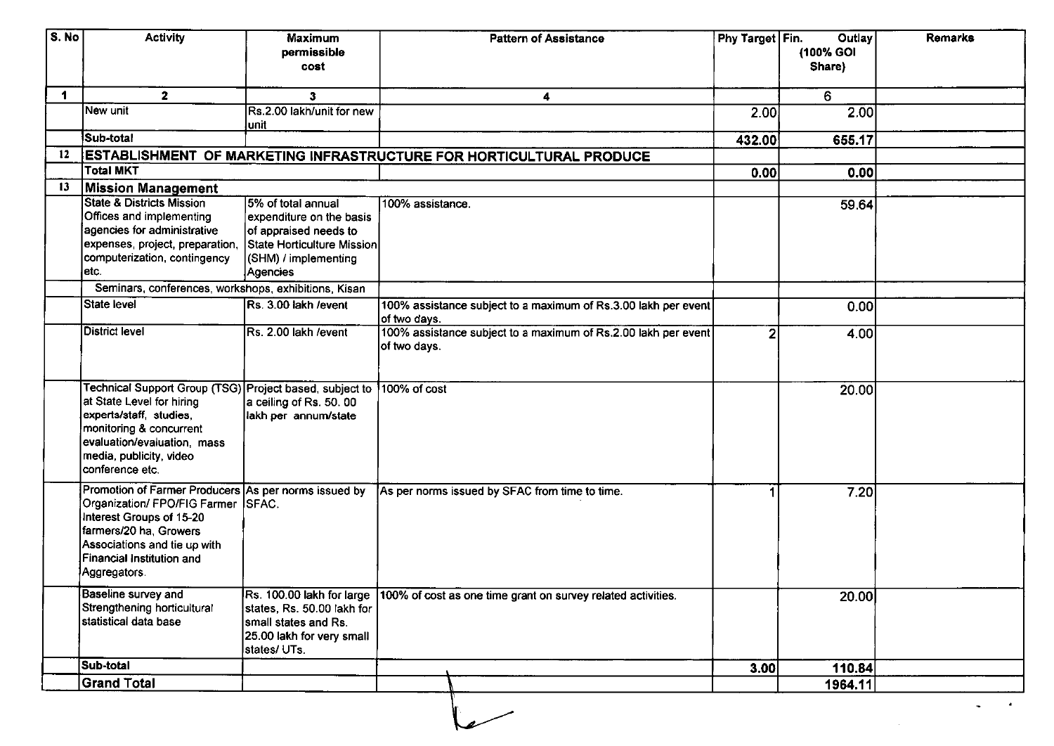| S. No | Activity | Maximum permissible cost | Pattern of Assistance | Phy Target | Fin. Outlay (100% GOI Share) | Remarks |
|---|---|---|---|---|---|---|
| 1 | 2 | 3 | 4 | | 6 | |
| | New unit | Rs.2.00 lakh/unit for new unit | | 2.00 | 2.00 | |
| | Sub-total | | | 432.00 | 655.17 | |
| 12 | ESTABLISHMENT OF MARKETING INFRASTRUCTURE FOR HORTICULTURAL PRODUCE | | | | | |
| | Total MKT | | | 0.00 | 0.00 | |
| 13 | Mission Management | | | | | |
| | State & Districts Mission Offices and implementing agencies for administrative expenses, project, preparation, computerization, contingency etc. | 5% of total annual expenditure on the basis of appraised needs to State Horticulture Mission (SHM) / implementing Agencies | 100% assistance. | | 59.64 | |
| | Seminars, conferences, workshops, exhibitions, Kisan | | | | | |
| | State level | Rs. 3.00 lakh /event | 100% assistance subject to a maximum of Rs.3.00 lakh per event of two days. | | 0.00 | |
| | District level | Rs. 2.00 lakh /event | 100% assistance subject to a maximum of Rs.2.00 lakh per event of two days. | 2 | 4.00 | |
| | Technical Support Group (TSG) at State Level for hiring experts/staff, studies, monitoring & concurrent evaluation/evaluation, mass media, publicity, video conference etc. | Project based, subject to a ceiling of Rs. 50. 00 lakh per annum/state | 100% of cost | | 20.00 | |
| | Promotion of Farmer Producers Organization/ FPO/FIG Farmer Interest Groups of 15-20 farmers/20 ha, Growers Associations and tie up with Financial Institution and Aggregators. | As per norms issued by SFAC. | As per norms issued by SFAC from time to time. | 1 | 7.20 | |
| | Baseline survey and Strengthening horticultural statistical data base | Rs. 100.00 lakh for large states, Rs. 50.00 lakh for small states and Rs. 25.00 lakh for very small states/ UTs. | 100% of cost as one time grant on survey related activities. | | 20.00 | |
| | Sub-total | | | 3.00 | 110.84 | |
| | Grand Total | | | | 1964.11 | |